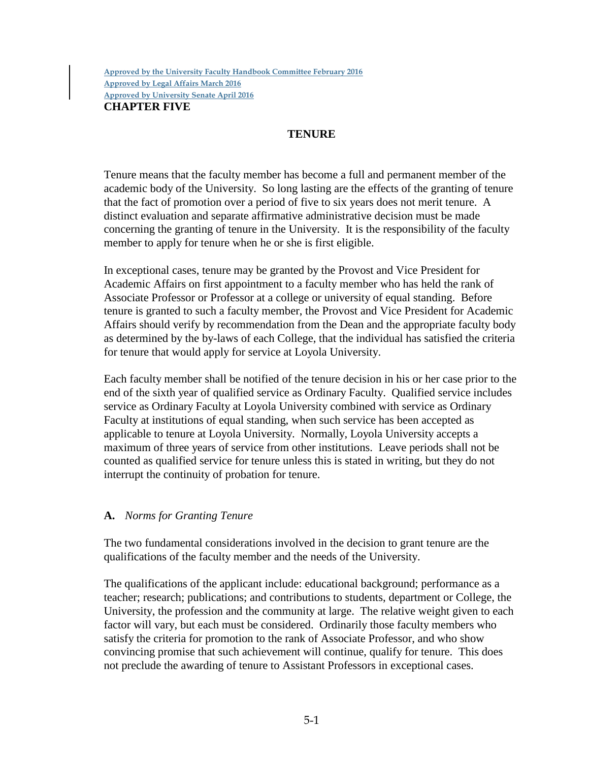Approved by the University Faculty Handbook Committee February 2016
Approved by Legal Affairs March 2016
Approved by University Senate April 2016

# CHAPTER FIVE

## TENURE

Tenure means that the faculty member has become a full and permanent member of the academic body of the University. So long lasting are the effects of the granting of tenure that the fact of promotion over a period of five to six years does not merit tenure. A distinct evaluation and separate affirmative administrative decision must be made concerning the granting of tenure in the University. It is the responsibility of the faculty member to apply for tenure when he or she is first eligible.

In exceptional cases, tenure may be granted by the Provost and Vice President for Academic Affairs on first appointment to a faculty member who has held the rank of Associate Professor or Professor at a college or university of equal standing. Before tenure is granted to such a faculty member, the Provost and Vice President for Academic Affairs should verify by recommendation from the Dean and the appropriate faculty body as determined by the by-laws of each College, that the individual has satisfied the criteria for tenure that would apply for service at Loyola University.

Each faculty member shall be notified of the tenure decision in his or her case prior to the end of the sixth year of qualified service as Ordinary Faculty. Qualified service includes service as Ordinary Faculty at Loyola University combined with service as Ordinary Faculty at institutions of equal standing, when such service has been accepted as applicable to tenure at Loyola University. Normally, Loyola University accepts a maximum of three years of service from other institutions. Leave periods shall not be counted as qualified service for tenure unless this is stated in writing, but they do not interrupt the continuity of probation for tenure.

### **A.** *Norms for Granting Tenure*

The two fundamental considerations involved in the decision to grant tenure are the qualifications of the faculty member and the needs of the University.

The qualifications of the applicant include: educational background; performance as a teacher; research; publications; and contributions to students, department or College, the University, the profession and the community at large. The relative weight given to each factor will vary, but each must be considered. Ordinarily those faculty members who satisfy the criteria for promotion to the rank of Associate Professor, and who show convincing promise that such achievement will continue, qualify for tenure. This does not preclude the awarding of tenure to Assistant Professors in exceptional cases.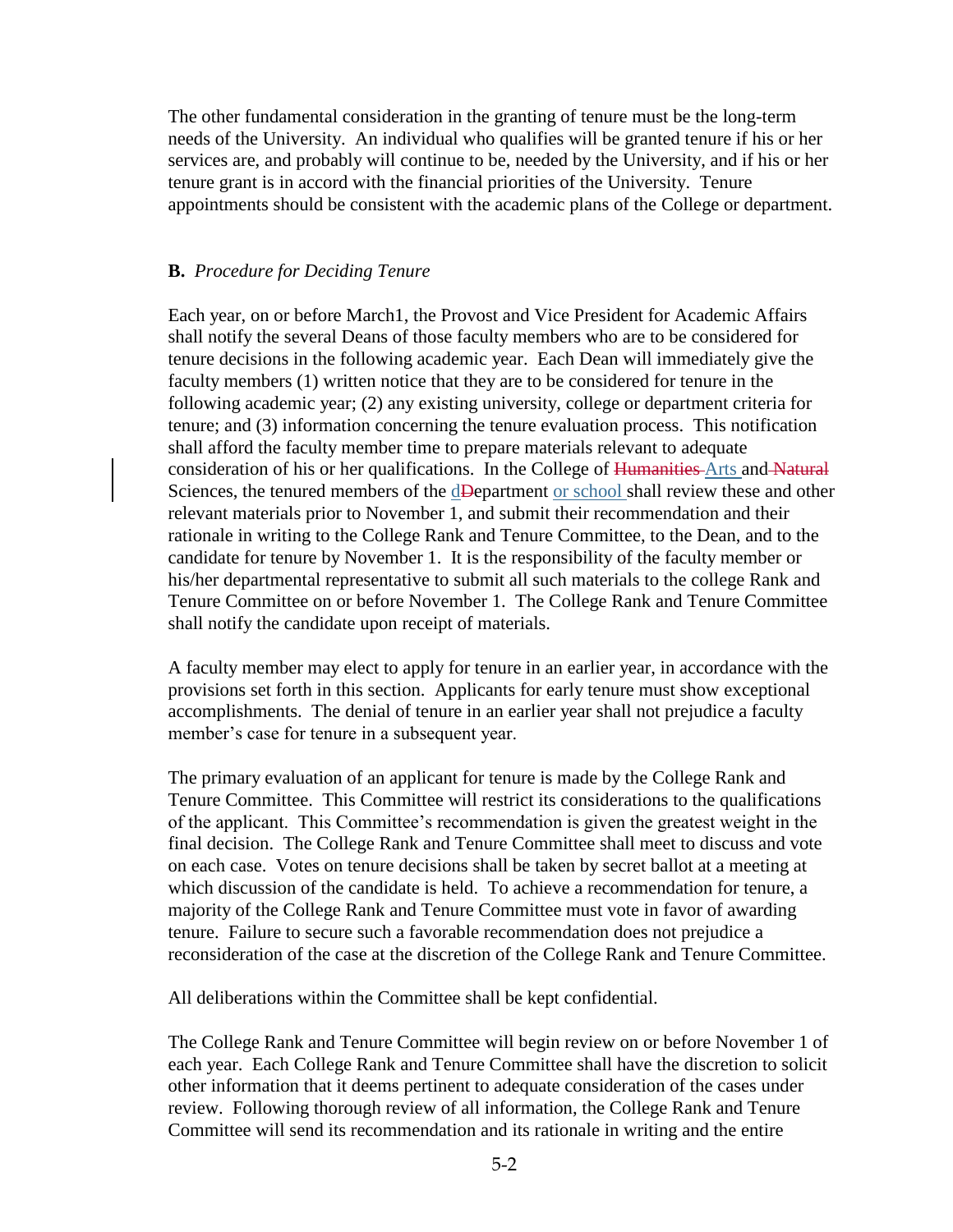The other fundamental consideration in the granting of tenure must be the long-term needs of the University. An individual who qualifies will be granted tenure if his or her services are, and probably will continue to be, needed by the University, and if his or her tenure grant is in accord with the financial priorities of the University. Tenure appointments should be consistent with the academic plans of the College or department.

**B.** *Procedure for Deciding Tenure*

Each year, on or before March1, the Provost and Vice President for Academic Affairs shall notify the several Deans of those faculty members who are to be considered for tenure decisions in the following academic year. Each Dean will immediately give the faculty members (1) written notice that they are to be considered for tenure in the following academic year; (2) any existing university, college or department criteria for tenure; and (3) information concerning the tenure evaluation process. This notification shall afford the faculty member time to prepare materials relevant to adequate consideration of his or her qualifications. In the College of ~~Humanities~~ Arts and ~~Natural~~ Sciences, the tenured members of the d~~D~~epartment or school shall review these and other relevant materials prior to November 1, and submit their recommendation and their rationale in writing to the College Rank and Tenure Committee, to the Dean, and to the candidate for tenure by November 1. It is the responsibility of the faculty member or his/her departmental representative to submit all such materials to the college Rank and Tenure Committee on or before November 1. The College Rank and Tenure Committee shall notify the candidate upon receipt of materials.

A faculty member may elect to apply for tenure in an earlier year, in accordance with the provisions set forth in this section. Applicants for early tenure must show exceptional accomplishments. The denial of tenure in an earlier year shall not prejudice a faculty member's case for tenure in a subsequent year.

The primary evaluation of an applicant for tenure is made by the College Rank and Tenure Committee. This Committee will restrict its considerations to the qualifications of the applicant. This Committee's recommendation is given the greatest weight in the final decision. The College Rank and Tenure Committee shall meet to discuss and vote on each case. Votes on tenure decisions shall be taken by secret ballot at a meeting at which discussion of the candidate is held. To achieve a recommendation for tenure, a majority of the College Rank and Tenure Committee must vote in favor of awarding tenure. Failure to secure such a favorable recommendation does not prejudice a reconsideration of the case at the discretion of the College Rank and Tenure Committee.

All deliberations within the Committee shall be kept confidential.

The College Rank and Tenure Committee will begin review on or before November 1 of each year. Each College Rank and Tenure Committee shall have the discretion to solicit other information that it deems pertinent to adequate consideration of the cases under review. Following thorough review of all information, the College Rank and Tenure Committee will send its recommendation and its rationale in writing and the entire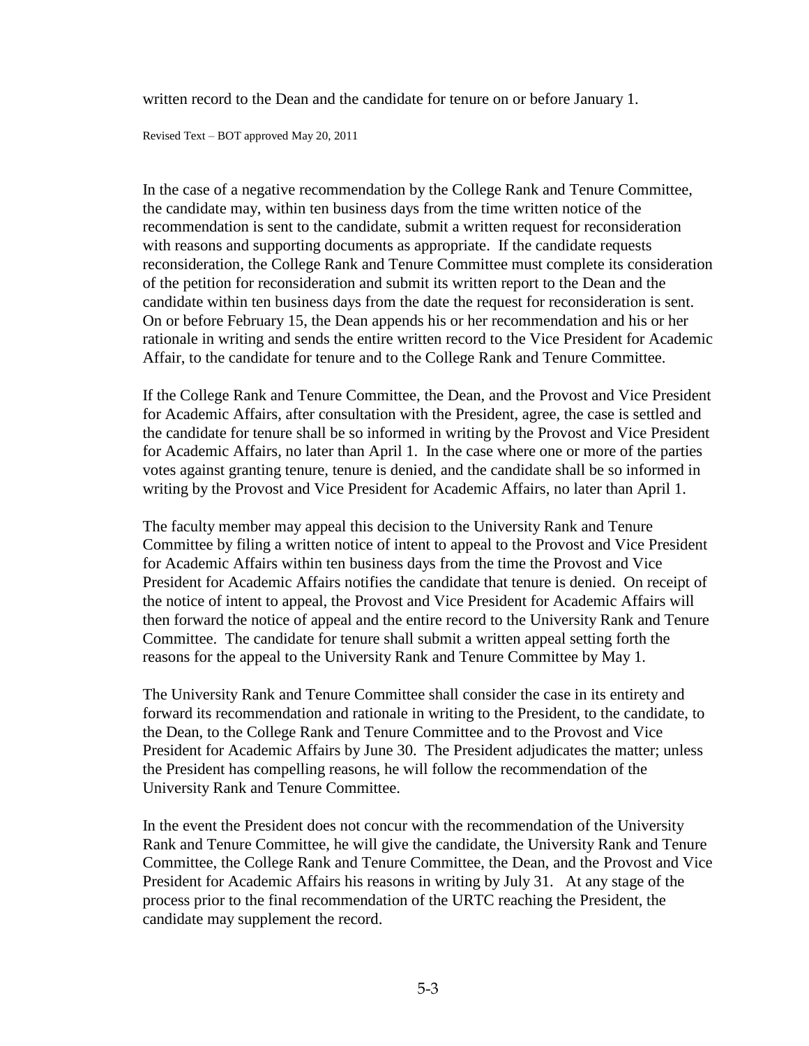written record to the Dean and the candidate for tenure on or before January 1.

Revised Text – BOT approved May 20, 2011

In the case of a negative recommendation by the College Rank and Tenure Committee, the candidate may, within ten business days from the time written notice of the recommendation is sent to the candidate, submit a written request for reconsideration with reasons and supporting documents as appropriate. If the candidate requests reconsideration, the College Rank and Tenure Committee must complete its consideration of the petition for reconsideration and submit its written report to the Dean and the candidate within ten business days from the date the request for reconsideration is sent. On or before February 15, the Dean appends his or her recommendation and his or her rationale in writing and sends the entire written record to the Vice President for Academic Affair, to the candidate for tenure and to the College Rank and Tenure Committee.

If the College Rank and Tenure Committee, the Dean, and the Provost and Vice President for Academic Affairs, after consultation with the President, agree, the case is settled and the candidate for tenure shall be so informed in writing by the Provost and Vice President for Academic Affairs, no later than April 1. In the case where one or more of the parties votes against granting tenure, tenure is denied, and the candidate shall be so informed in writing by the Provost and Vice President for Academic Affairs, no later than April 1.

The faculty member may appeal this decision to the University Rank and Tenure Committee by filing a written notice of intent to appeal to the Provost and Vice President for Academic Affairs within ten business days from the time the Provost and Vice President for Academic Affairs notifies the candidate that tenure is denied. On receipt of the notice of intent to appeal, the Provost and Vice President for Academic Affairs will then forward the notice of appeal and the entire record to the University Rank and Tenure Committee. The candidate for tenure shall submit a written appeal setting forth the reasons for the appeal to the University Rank and Tenure Committee by May 1.

The University Rank and Tenure Committee shall consider the case in its entirety and forward its recommendation and rationale in writing to the President, to the candidate, to the Dean, to the College Rank and Tenure Committee and to the Provost and Vice President for Academic Affairs by June 30. The President adjudicates the matter; unless the President has compelling reasons, he will follow the recommendation of the University Rank and Tenure Committee.

In the event the President does not concur with the recommendation of the University Rank and Tenure Committee, he will give the candidate, the University Rank and Tenure Committee, the College Rank and Tenure Committee, the Dean, and the Provost and Vice President for Academic Affairs his reasons in writing by July 31. At any stage of the process prior to the final recommendation of the URTC reaching the President, the candidate may supplement the record.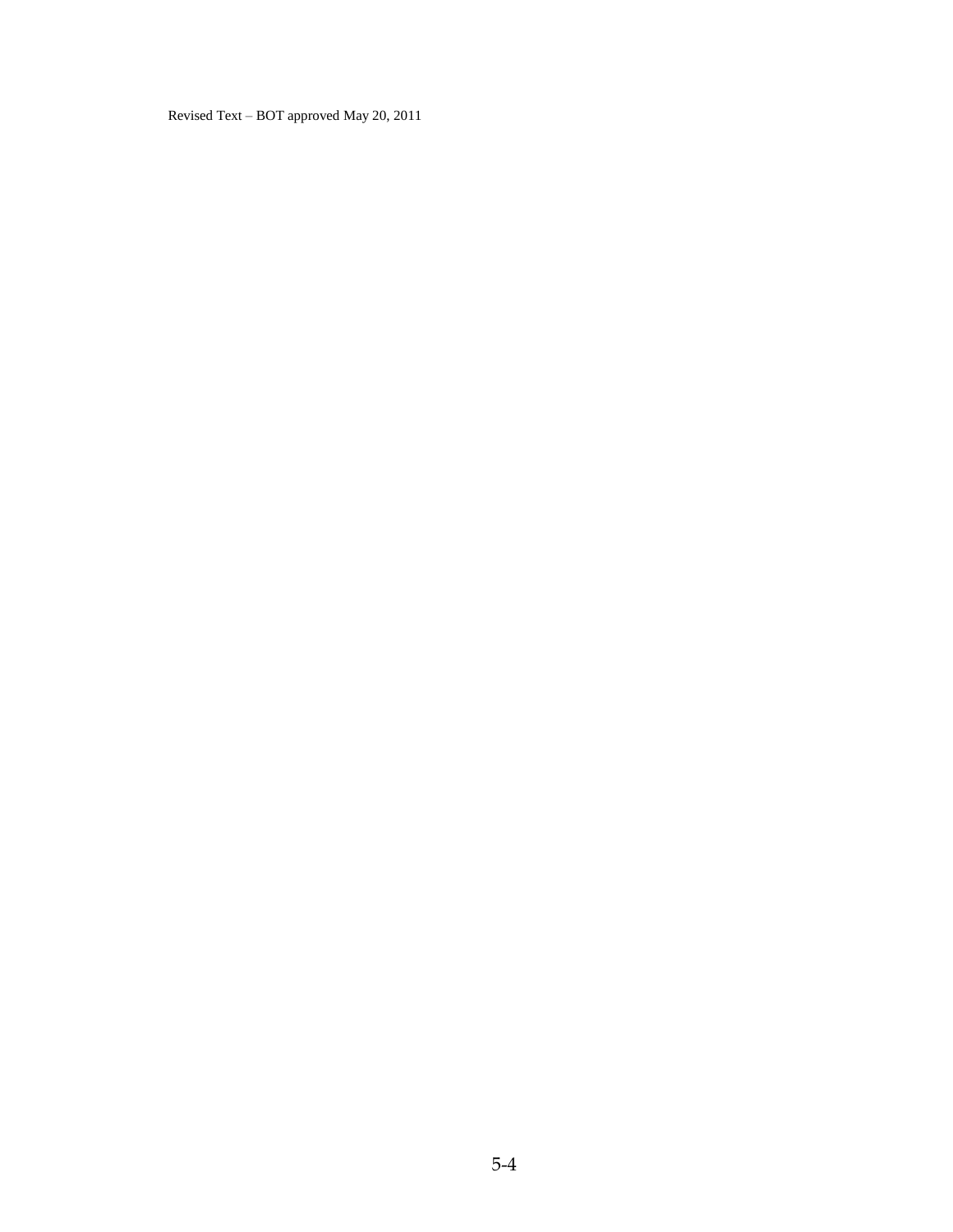Revised Text – BOT approved May 20, 2011